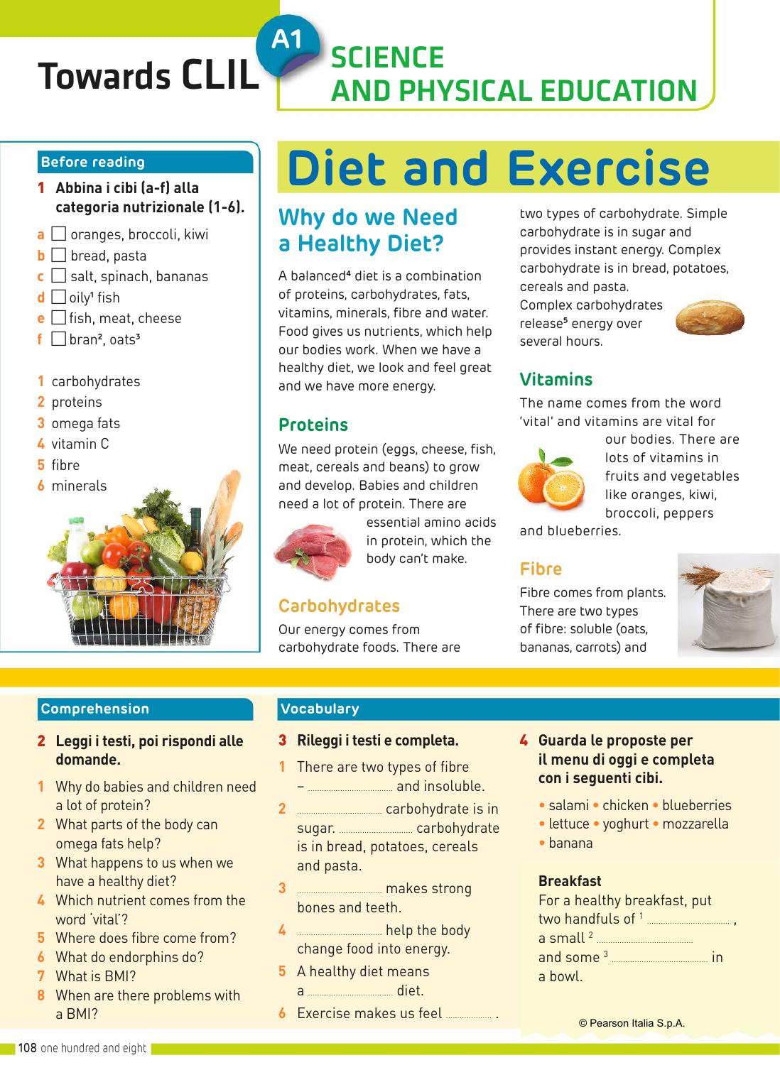Towards CLIL

A1

# SCIENCE AND PHYSICAL EDUCATION

## Before reading

**1 Abbina i cibi (a-f) alla categoria nutrizionale (1-6).**

a ☐ oranges, broccoli, kiwi
b ☐ bread, pasta
c ☐ salt, spinach, bananas
d ☐ oily[1] fish
e ☐ fish, meat, cheese
f ☐ bran[2], oats[3]

1 carbohydrates
2 proteins
3 omega fats
4 vitamin C
5 fibre
6 minerals

# Diet and Exercise

## Why do we Need a Healthy Diet?

A balanced[4] diet is a combination of proteins, carbohydrates, fats, vitamins, minerals, fibre and water. Food gives us nutrients, which help our bodies work. When we have a healthy diet, we look and feel great and we have more energy.

### Proteins

We need protein (eggs, cheese, fish, meat, cereals and beans) to grow and develop. Babies and children need a lot of protein. There are essential amino acids in protein, which the body can't make.

### Carbohydrates

Our energy comes from carbohydrate foods. There are two types of carbohydrate. Simple carbohydrate is in sugar and provides instant energy. Complex carbohydrate is in bread, potatoes, cereals and pasta. Complex carbohydrates release[5] energy over several hours.

### Vitamins

The name comes from the word 'vital' and vitamins are vital for our bodies. There are lots of vitamins in fruits and vegetables like oranges, kiwi, broccoli, peppers and blueberries.

### Fibre

Fibre comes from plants. There are two types of fibre: soluble (oats, bananas, carrots) and

## Comprehension

**2 Leggi i testi, poi rispondi alle domande.**

1 Why do babies and children need a lot of protein?
2 What parts of the body can omega fats help?
3 What happens to us when we have a healthy diet?
4 Which nutrient comes from the word 'vital'?
5 Where does fibre come from?
6 What do endorphins do?
7 What is BMI?
8 When are there problems with a BMI?

## Vocabulary

**3 Rileggi i testi e completa.**

1 There are two types of fibre – .................... and insoluble.
2 .................... carbohydrate is in sugar. .................... carbohydrate is in bread, potatoes, cereals and pasta.
3 .................... makes strong bones and teeth.
4 .................... help the body change food into energy.
5 A healthy diet means a .................... diet.
6 Exercise makes us feel .................... .

**4 Guarda le proposte per il menu di oggi e completa con i seguenti cibi.**

- salami • chicken • blueberries
- lettuce • yoghurt • mozzarella
- banana

**Breakfast**
For a healthy breakfast, put two handfuls of [1] ...................., a small [2] .................... and some [3] .................... in a bowl.

© Pearson Italia S.p.A.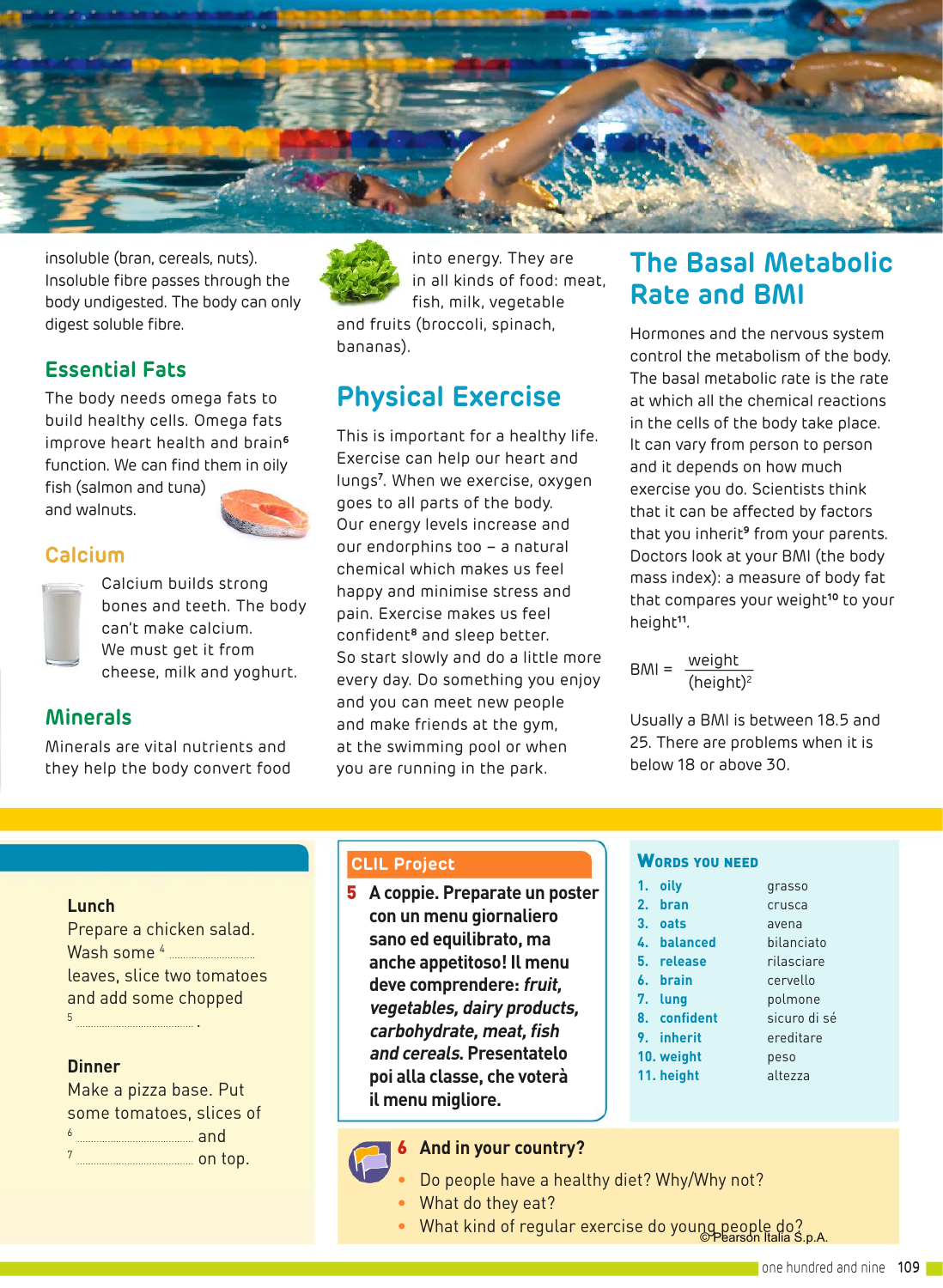insoluble (bran, cereals, nuts). Insoluble fibre passes through the body undigested. The body can only digest soluble fibre.

## Essential Fats

The body needs omega fats to build healthy cells. Omega fats improve heart health and brain[6] function. We can find them in oily fish (salmon and tuna) and walnuts.

## Calcium

Calcium builds strong bones and teeth. The body can't make calcium. We must get it from cheese, milk and yoghurt.

## Minerals

Minerals are vital nutrients and they help the body convert food into energy. They are in all kinds of food: meat, fish, milk, vegetable and fruits (broccoli, spinach, bananas).

## Physical Exercise

This is important for a healthy life. Exercise can help our heart and lungs[7]. When we exercise, oxygen goes to all parts of the body. Our energy levels increase and our endorphins too – a natural chemical which makes us feel happy and minimise stress and pain. Exercise makes us feel confident[8] and sleep better. So start slowly and do a little more every day. Do something you enjoy and you can meet new people and make friends at the gym, at the swimming pool or when you are running in the park.

## The Basal Metabolic Rate and BMI

Hormones and the nervous system control the metabolism of the body. The basal metabolic rate is the rate at which all the chemical reactions in the cells of the body take place. It can vary from person to person and it depends on how much exercise you do. Scientists think that it can be affected by factors that you inherit[9] from your parents. Doctors look at your BMI (the body mass index): a measure of body fat that compares your weight[10] to your height[11].

$$BMI = \frac{weight}{(height)^2}$$

Usually a BMI is between 18.5 and 25. There are problems when it is below 18 or above 30.

---

**Lunch**
Prepare a chicken salad. Wash some [4] .............................. leaves, slice two tomatoes and add some chopped [5] .............................. .

**Dinner**
Make a pizza base. Put some tomatoes, slices of [6] .............................. and [7] .............................. on top.

### CLIL Project

**5** **A coppie. Preparate un poster con un menu giornaliero sano ed equilibrato, ma anche appetitoso! Il menu deve comprendere: *fruit, vegetables, dairy products, carbohydrate, meat, fish and cereals*. Presentatelo poi alla classe, che voterà il menu migliore.**

### Words you need

| | | |
|---|---|---|
| 1. | **oily** | grasso |
| 2. | **bran** | crusca |
| 3. | **oats** | avena |
| 4. | **balanced** | bilanciato |
| 5. | **release** | rilasciare |
| 6. | **brain** | cervello |
| 7. | **lung** | polmone |
| 8. | **confident** | sicuro di sé |
| 9. | **inherit** | ereditare |
| 10. | **weight** | peso |
| 11. | **height** | altezza |

**6** **And in your country?**

- Do people have a healthy diet? Why/Why not?
- What do they eat?
- What kind of regular exercise do young people do?

© Pearson Italia S.p.A.